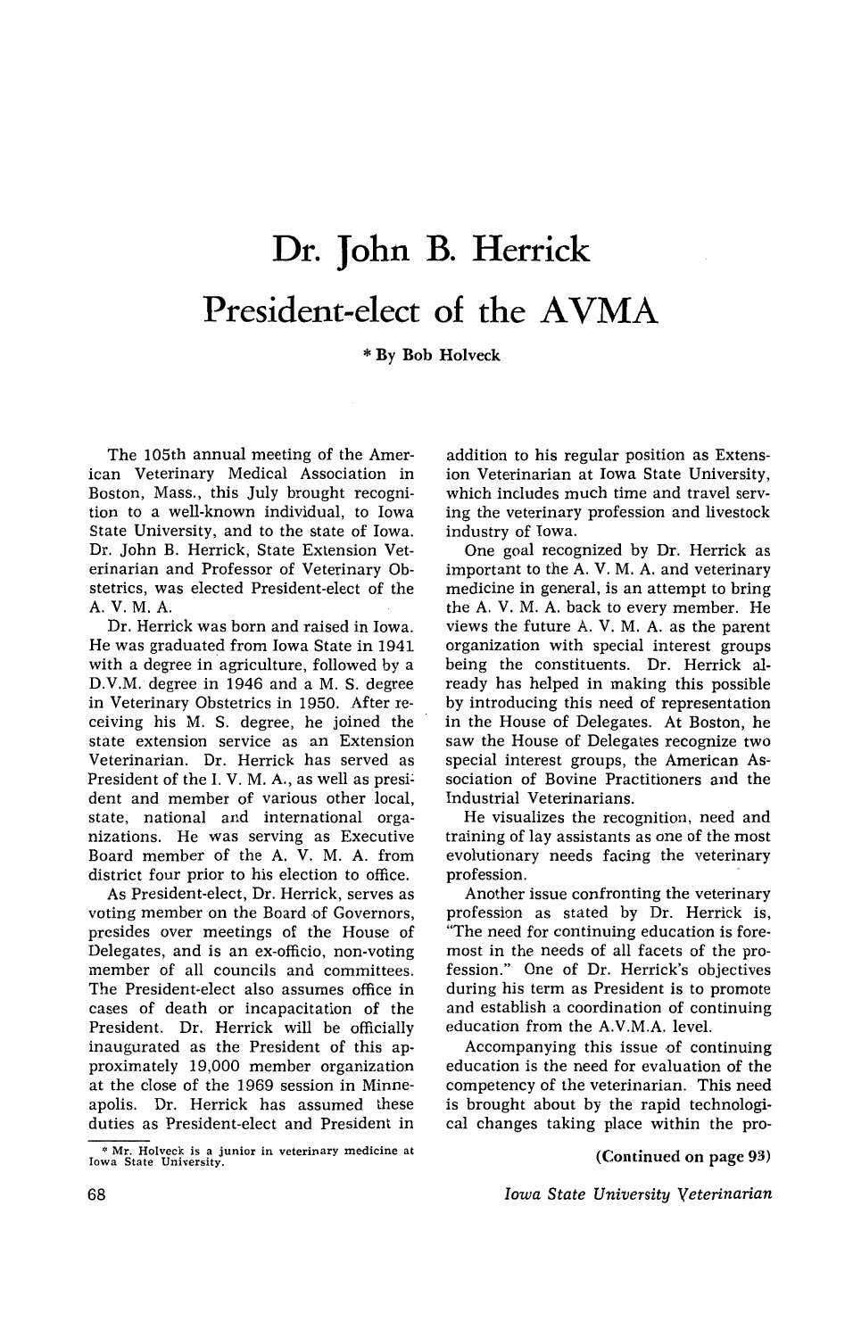# Dr. John B. Herrick

## President-elect of the AVMA

\* By Bob Holveck

The 105th annual meeting of the American Veterinary Medical Association in Boston, Mass., this July brought recognition to a well-known individual, to Iowa State University, and to the state of Iowa. Dr. John B. Herrick, State Extension Veterinarian and Professor of Veterinary Obstetrics, was elected President-elect of the A. V. M. A.

Dr. Herrick was born and raised in Iowa. He was graduated from Iowa State in 1941 with a degree in agriculture, followed by a D.V.M. degree in 1946 and a M. S. degree in Veterinary Obstetrics in 1950. After receiving his M. S. degree, he joined the state extension service as an Extension Veterinarian. Dr. Herrick has served as President of the I. V. M. A., as well as president and member of various other local, state, national and international organizations. He was serving as Executive Board member of the A. V. M. A. from district four prior to his election to office.

As President-elect, Dr. Herrick, serves as voting member on the Board of Governors, presides over meetings of the House of Delegates, and is an ex-officio, non-voting member of all councils and committees. The President-elect also assumes office in cases of death or incapacitation of the President. Dr. Herrick will be officially inaugurated as the President of this approximately 19,000 member organization at the close of the 1969 session in Minneapolis. Dr. Herrick has assumed these duties as President-elect and President in addition to his regular position as Extension Veterinarian at Iowa State University, which includes much time and travel serving the veterinary profession and livestock industry of Iowa.

One goal recognized by Dr. Herrick as important to the A. V. M. A. and veterinary medicine in general, is an attempt to bring the A. V. M. A. back to every member. He views the future A. V. M. A. as the parent organization with special interest groups being the constituents. Dr. Herrick already has helped in making this possible by introducing this need of representation in the House of Delegates. At Boston, he saw the House of Delegates recognize two special interest groups, the American Association of Bovine Practitioners and the Industrial Veterinarians.

He visualizes the recognition, need and training of lay assistants as one of the most evolutionary needs facing the veterinary profession.

Another issue confronting the veterinary profession as stated by Dr. Herrick is, "The need for continuing education is foremost in the needs of all facets of the profession." One of Dr. Herrick's objectives during his term as President is to promote and establish a coordination of continuing education from the A.V.M.A. level.

Accompanying this issue of continuing education is the need for evaluation of the competency of the veterinarian. This need is brought about by the rapid technological changes taking place within the pro-

**(Continued on page 93)**

\* Mr. Holveck is a junior in veterinary medicine at Iowa State University.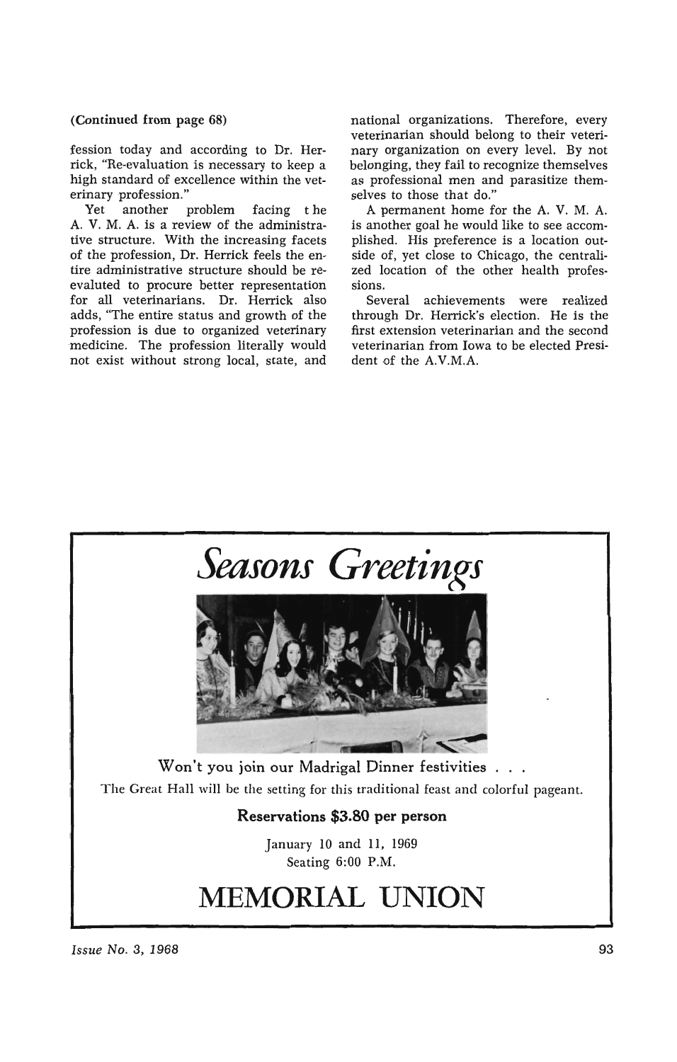(Continued from page 68)

fession today and according to Dr. Herrick, "Re-evaluation is necessary to keep a high standard of excellence within the veterinary profession."

Yet another problem facing the A. V. M. A. is a review of the administrative structure. With the increasing facets of the profession, Dr. Herrick feels the entire administrative structure should be re-evaluted to procure better representation for all veterinarians. Dr. Herrick also adds, "The entire status and growth of the profession is due to organized veterinary medicine. The profession literally would not exist without strong local, state, and national organizations. Therefore, every veterinarian should belong to their veterinary organization on every level. By not belonging, they fail to recognize themselves as professional men and parasitize themselves to those that do."

A permanent home for the A. V. M. A. is another goal he would like to see accomplished. His preference is a location outside of, yet close to Chicago, the centralized location of the other health professions.

Several achievements were realized through Dr. Herrick's election. He is the first extension veterinarian and the second veterinarian from Iowa to be elected President of the A.V.M.A.

# *Seasons Greetings*

Won't you join our Madrigal Dinner festivities . . .

The Great Hall will be the setting for this traditional feast and colorful pageant.

**Reservations $3.80 per person**

January 10 and 11, 1969
Seating 6:00 P.M.

# MEMORIAL UNION